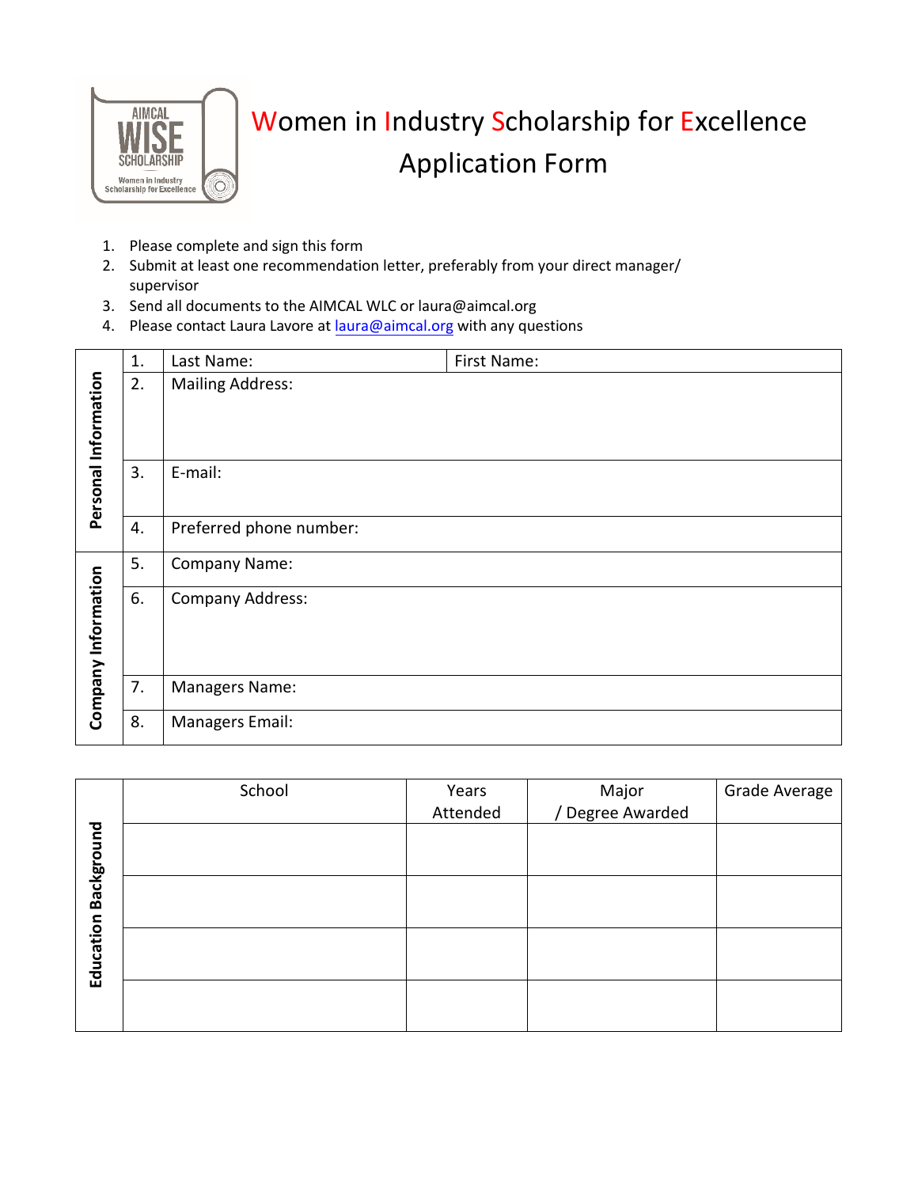# Women in Industry Scholarship for Excellence Application Form

1. Please complete and sign this form
2. Submit at least one recommendation letter, preferably from your direct manager/ supervisor
3. Send all documents to the AIMCAL WLC or laura@aimcal.org
4. Please contact Laura Lavore at laura@aimcal.org with any questions

| Section | # | Field | |
|---|---|---|---|
| Personal Information | 1. | Last Name: | First Name: |
| | 2. | Mailing Address: | |
| | 3. | E-mail: | |
| | 4. | Preferred phone number: | |
| Company Information | 5. | Company Name: | |
| | 6. | Company Address: | |
| | 7. | Managers Name: | |
| | 8. | Managers Email: | |

| Education Background | School | Years Attended | Major / Degree Awarded | Grade Average |
|---|---|---|---|---|
| | | | | |
| | | | | |
| | | | | |
| | | | | |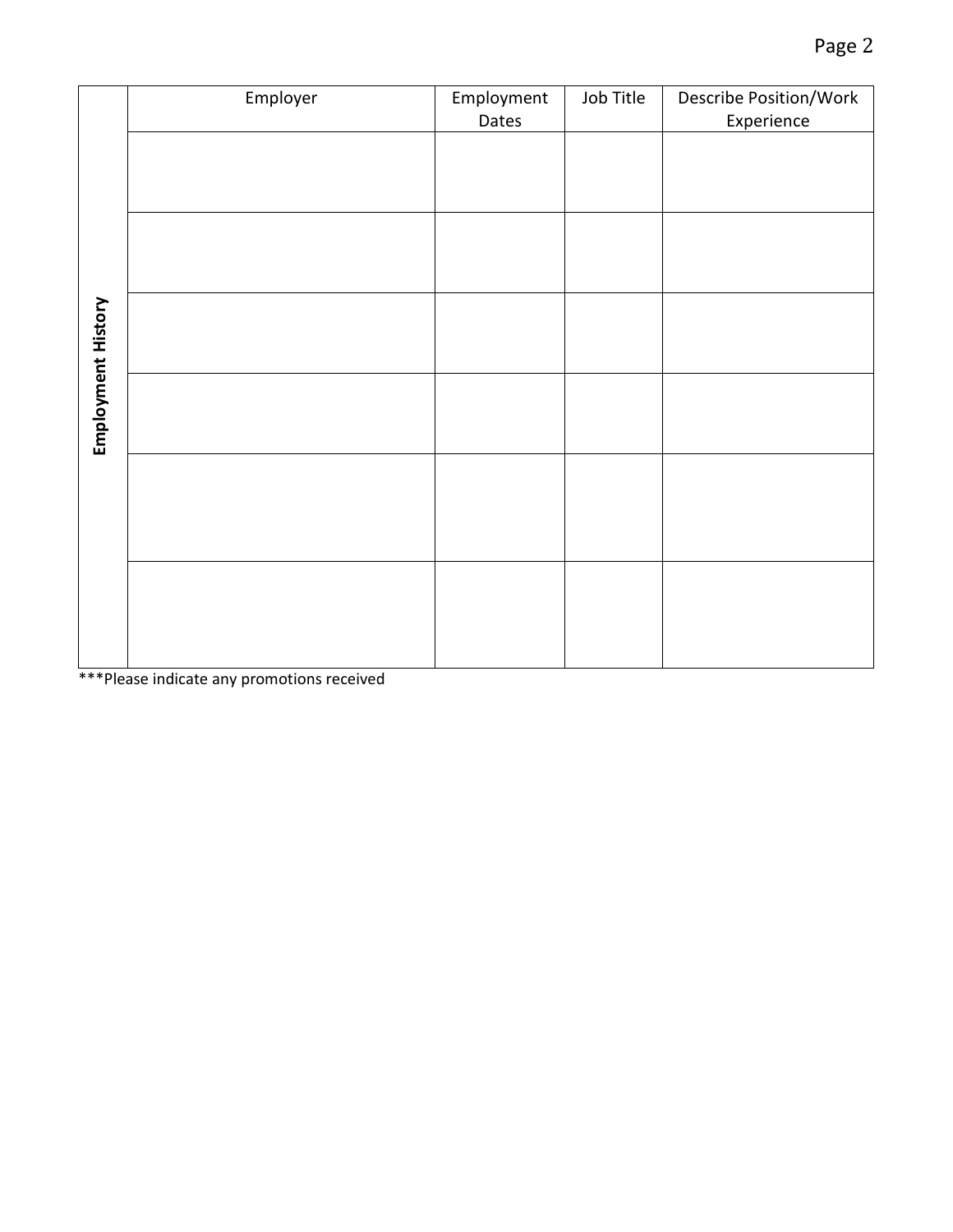| Employment History | Employer | Employment Dates | Job Title | Describe Position/Work Experience |
|---|---|---|---|---|
| | | | | |
| | | | | |
| | | | | |
| | | | | |
| | | | | |
| | | | | |

***Please indicate any promotions received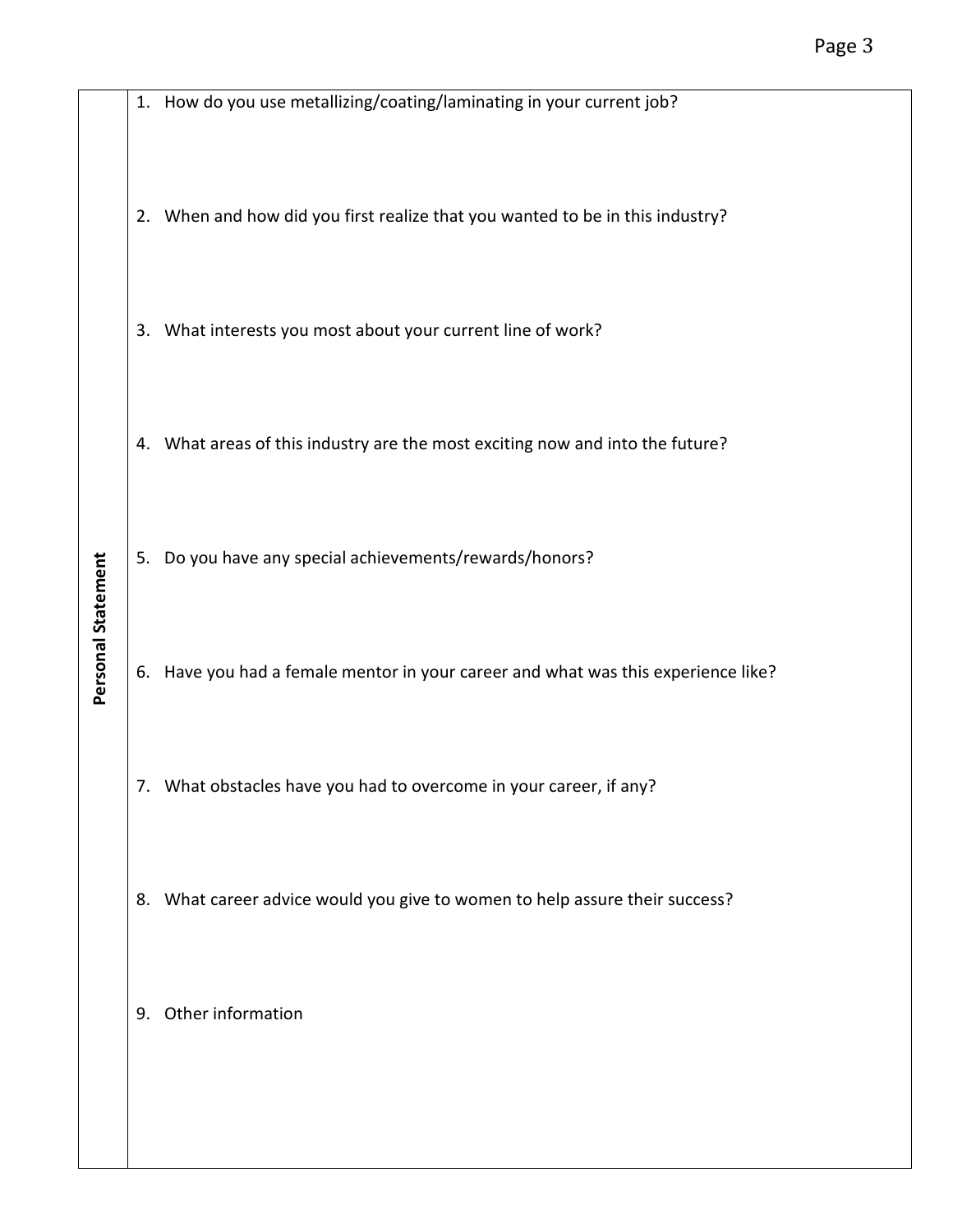## Personal Statement

1. How do you use metallizing/coating/laminating in your current job?

2. When and how did you first realize that you wanted to be in this industry?

3. What interests you most about your current line of work?

4. What areas of this industry are the most exciting now and into the future?

5. Do you have any special achievements/rewards/honors?

6. Have you had a female mentor in your career and what was this experience like?

7. What obstacles have you had to overcome in your career, if any?

8. What career advice would you give to women to help assure their success?

9. Other information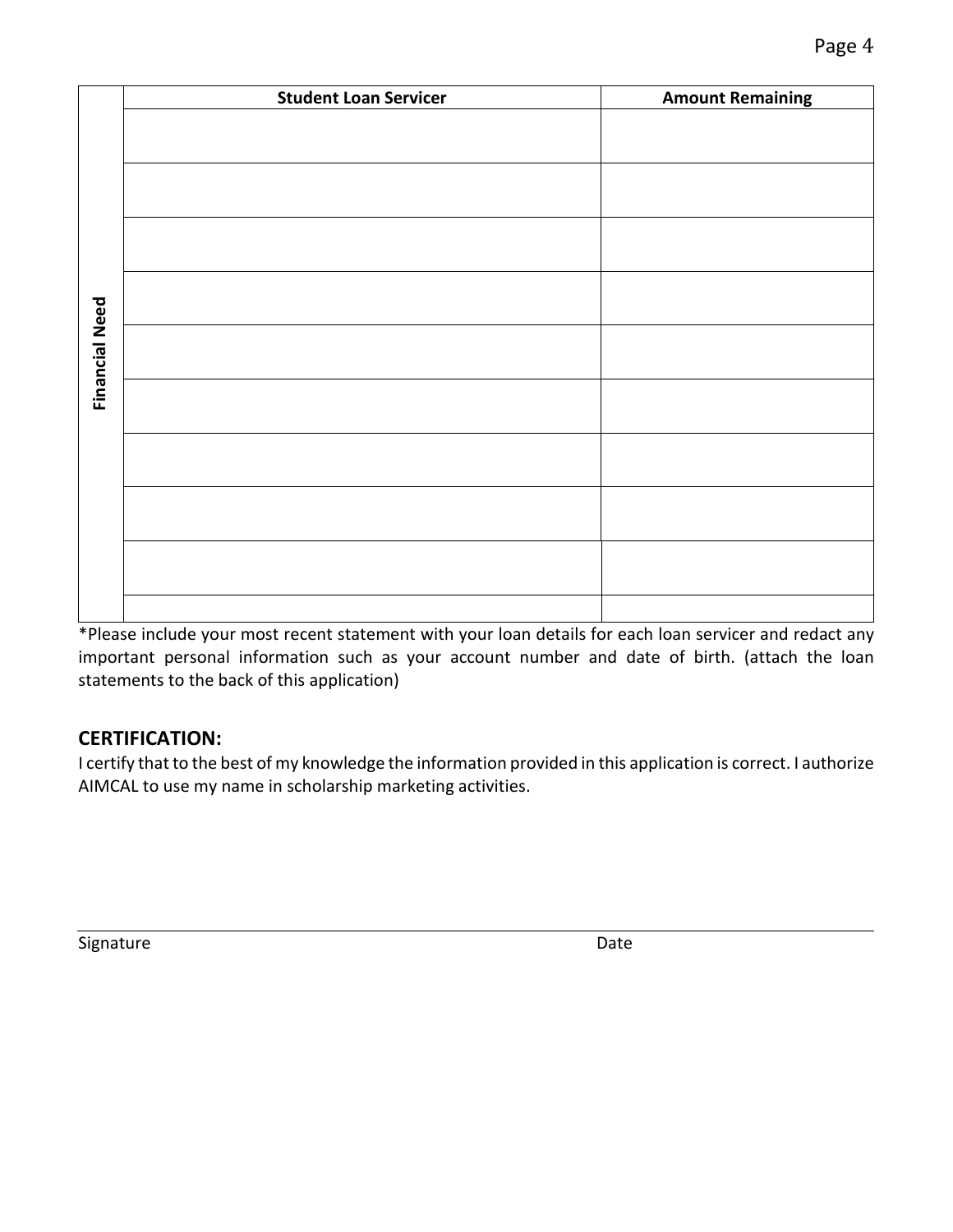| Financial Need | Student Loan Servicer | Amount Remaining |
|---|---|---|
| | | |
| | | |
| | | |
| | | |
| | | |
| | | |
| | | |
| | | |
| | | |
| | | |

*Please include your most recent statement with your loan details for each loan servicer and redact any important personal information such as your account number and date of birth. (attach the loan statements to the back of this application)

## CERTIFICATION:

I certify that to the best of my knowledge the information provided in this application is correct. I authorize AIMCAL to use my name in scholarship marketing activities.

Signature ______________________________ Date ______________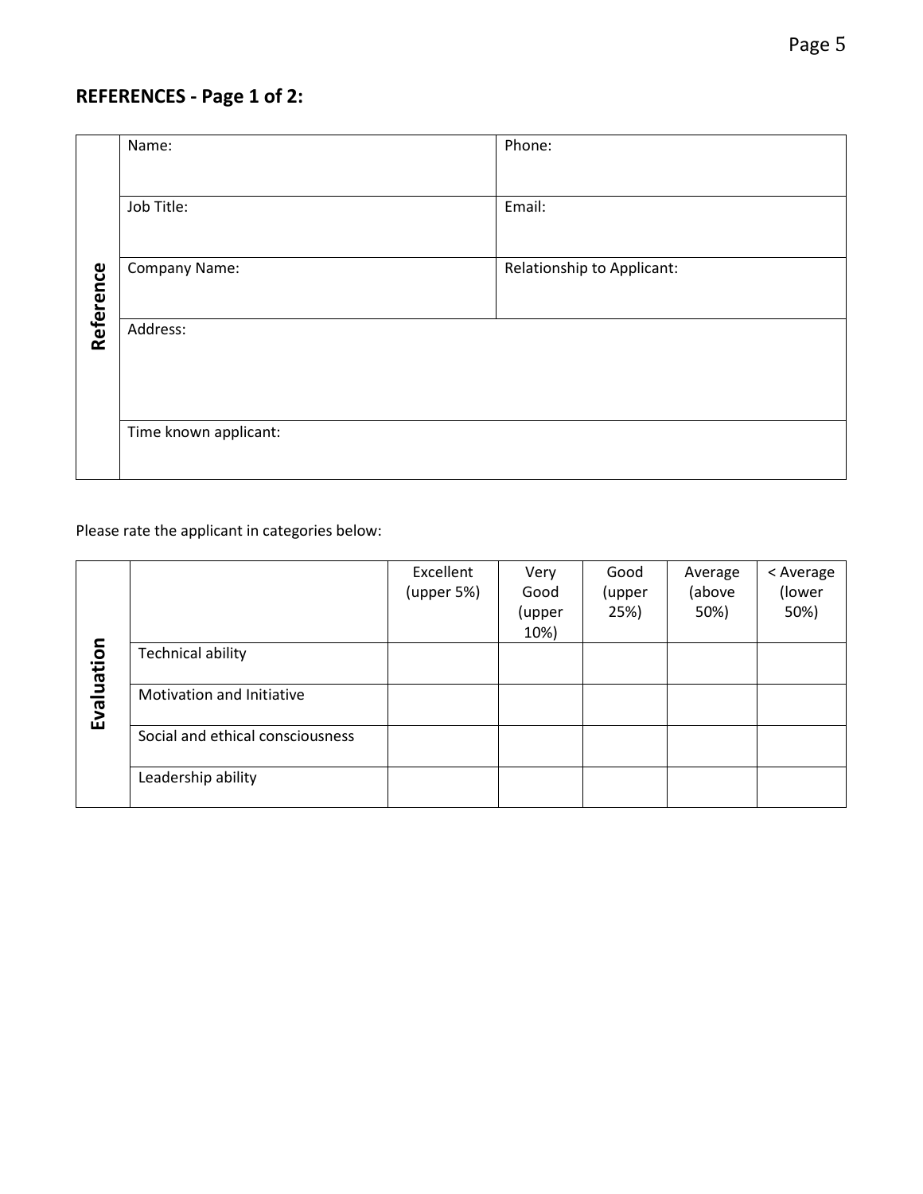## REFERENCES - Page 1 of 2:

| Reference | | |
|---|---|---|
| | Name: | Phone: |
| | Job Title: | Email: |
| | Company Name: | Relationship to Applicant: |
| | Address: | |
| | Time known applicant: | |

Please rate the applicant in categories below:

| Evaluation | | Excellent (upper 5%) | Very Good (upper 10%) | Good (upper 25%) | Average (above 50%) | < Average (lower 50%) |
|---|---|---|---|---|---|---|
| | Technical ability | | | | | |
| | Motivation and Initiative | | | | | |
| | Social and ethical consciousness | | | | | |
| | Leadership ability | | | | | |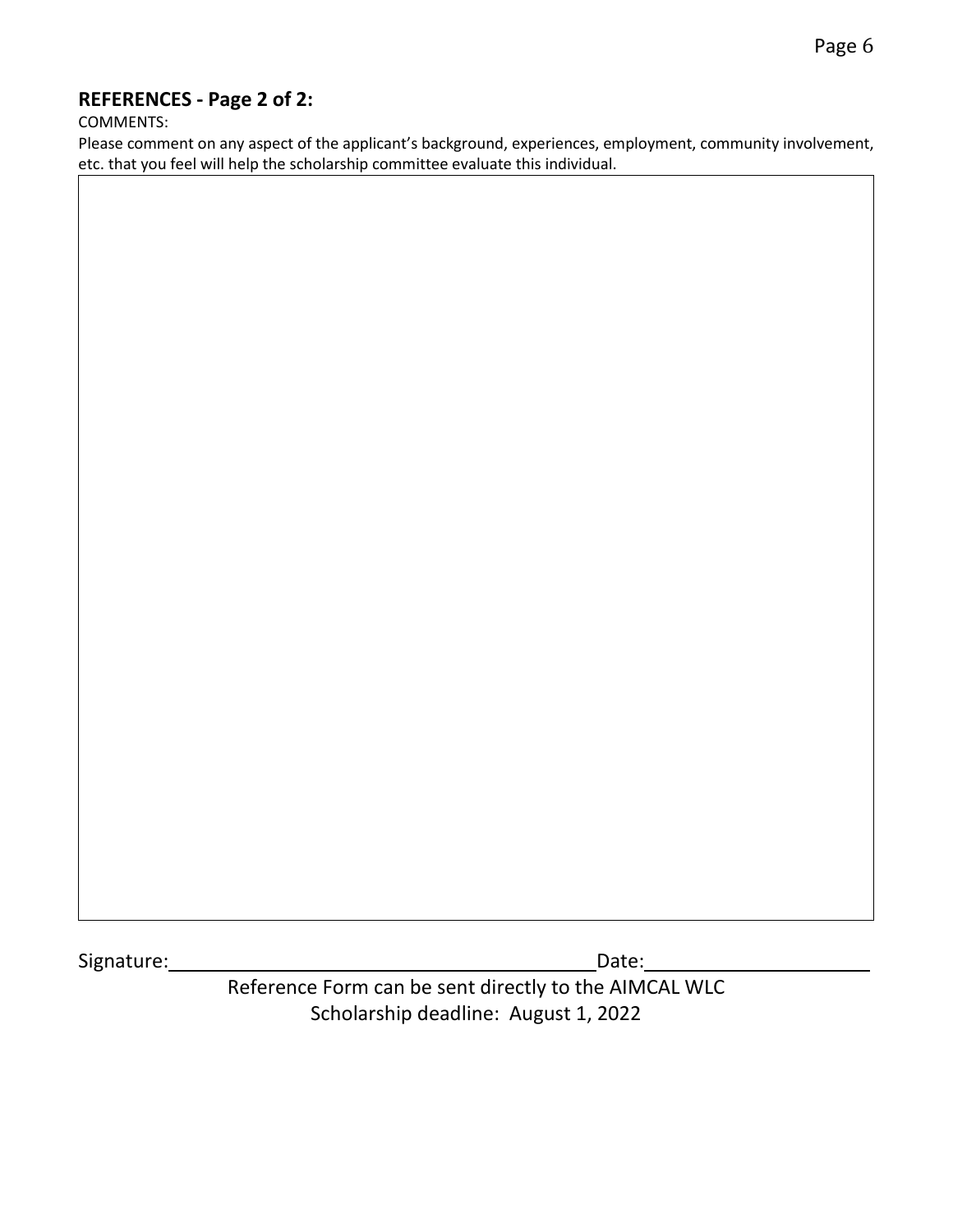## REFERENCES - Page 2 of 2:

COMMENTS:

Please comment on any aspect of the applicant's background, experiences, employment, community involvement, etc. that you feel will help the scholarship committee evaluate this individual.

Signature:\_\_\_\_\_\_\_\_\_\_\_\_\_\_\_\_\_\_\_\_\_\_\_\_\_\_\_\_\_\_\_\_\_\_\_\_\_\_\_\_ Date:\_\_\_\_\_\_\_\_\_\_\_\_\_\_\_\_\_\_\_\_\_\_

Reference Form can be sent directly to the AIMCAL WLC

Scholarship deadline: August 1, 2022